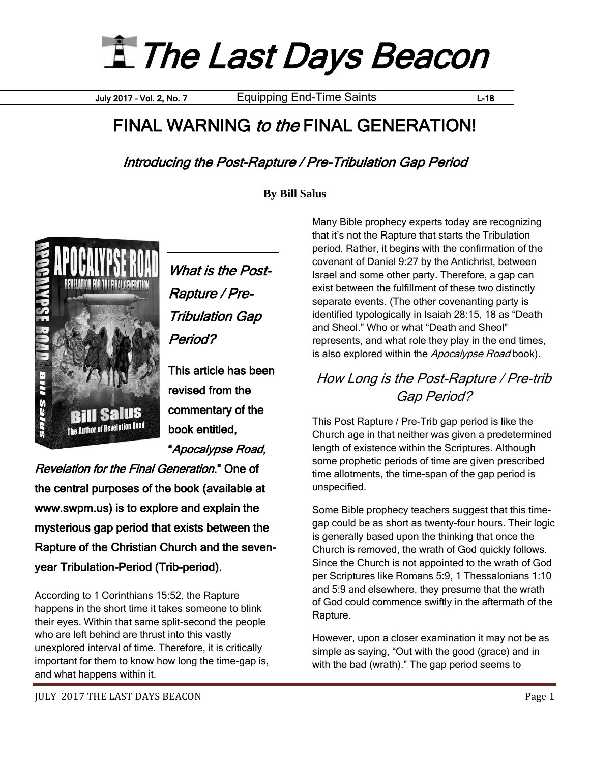# The Last Days Beacon

July 2017 – Vol. 2, No. 7 — Equipping End-Time Saints — L-18

## FINAL WARNING *to the* FINAL GENERATION!

### *Introducing the Post-Rapture / Pre-Tribulation Gap Period*

**By Bill Salus**

### *What is the Post-Rapture / Pre-Tribulation Gap Period?*

**This article has been revised from the commentary of the book entitled, "*Apocalypse Road, Revelation for the Final Generation*." One of the central purposes of the book (available at www.swpm.us) is to explore and explain the mysterious gap period that exists between the Rapture of the Christian Church and the seven-year Tribulation-Period (Trib-period).**

According to 1 Corinthians 15:52, the Rapture happens in the short time it takes someone to blink their eyes. Within that same split-second the people who are left behind are thrust into this vastly unexplored interval of time. Therefore, it is critically important for them to know how long the time-gap is, and what happens within it.

Many Bible prophecy experts today are recognizing that it's not the Rapture that starts the Tribulation period. Rather, it begins with the confirmation of the covenant of Daniel 9:27 by the Antichrist, between Israel and some other party. Therefore, a gap can exist between the fulfillment of these two distinctly separate events. (The other covenanting party is identified typologically in Isaiah 28:15, 18 as "Death and Sheol." Who or what "Death and Sheol" represents, and what role they play in the end times, is also explored within the *Apocalypse Road* book).

### How Long is the Post-Rapture / Pre-trib Gap Period?

This Post Rapture / Pre-Trib gap period is like the Church age in that neither was given a predetermined length of existence within the Scriptures. Although some prophetic periods of time are given prescribed time allotments, the time-span of the gap period is unspecified.

Some Bible prophecy teachers suggest that this time-gap could be as short as twenty-four hours. Their logic is generally based upon the thinking that once the Church is removed, the wrath of God quickly follows. Since the Church is not appointed to the wrath of God per Scriptures like Romans 5:9, 1 Thessalonians 1:10 and 5:9 and elsewhere, they presume that the wrath of God could commence swiftly in the aftermath of the Rapture.

However, upon a closer examination it may not be as simple as saying, "Out with the good (grace) and in with the bad (wrath)." The gap period seems to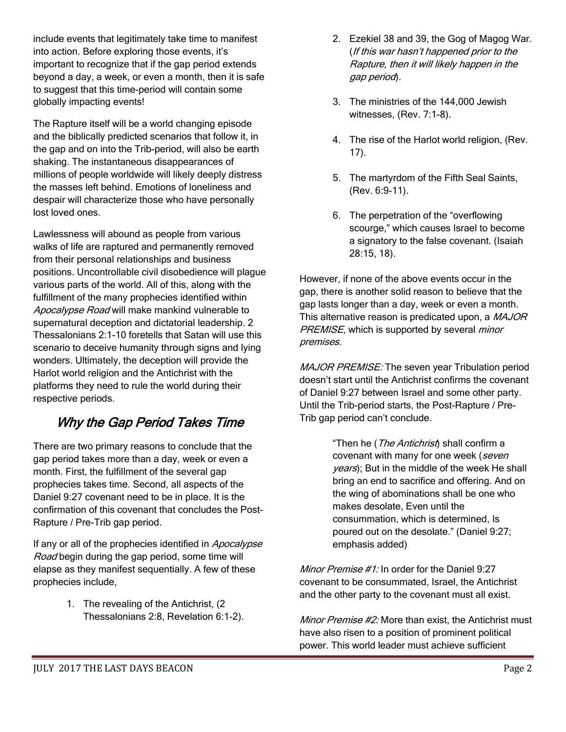include events that legitimately take time to manifest into action. Before exploring those events, it's important to recognize that if the gap period extends beyond a day, a week, or even a month, then it is safe to suggest that this time-period will contain some globally impacting events!

The Rapture itself will be a world changing episode and the biblically predicted scenarios that follow it, in the gap and on into the Trib-period, will also be earth shaking. The instantaneous disappearances of millions of people worldwide will likely deeply distress the masses left behind. Emotions of loneliness and despair will characterize those who have personally lost loved ones.

Lawlessness will abound as people from various walks of life are raptured and permanently removed from their personal relationships and business positions. Uncontrollable civil disobedience will plague various parts of the world. All of this, along with the fulfillment of the many prophecies identified within *Apocalypse Road* will make mankind vulnerable to supernatural deception and dictatorial leadership. 2 Thessalonians 2:1-10 foretells that Satan will use this scenario to deceive humanity through signs and lying wonders. Ultimately, the deception will provide the Harlot world religion and the Antichrist with the platforms they need to rule the world during their respective periods.

## *Why the Gap Period Takes Time*

There are two primary reasons to conclude that the gap period takes more than a day, week or even a month. First, the fulfillment of the several gap prophecies takes time. Second, all aspects of the Daniel 9:27 covenant need to be in place. It is the confirmation of this covenant that concludes the Post-Rapture / Pre-Trib gap period.

If any or all of the prophecies identified in *Apocalypse Road* begin during the gap period, some time will elapse as they manifest sequentially. A few of these prophecies include,

1. The revealing of the Antichrist, (2 Thessalonians 2:8, Revelation 6:1-2).
2. Ezekiel 38 and 39, the Gog of Magog War. (*If this war hasn't happened prior to the Rapture, then it will likely happen in the gap period*).
3. The ministries of the 144,000 Jewish witnesses, (Rev. 7:1-8).
4. The rise of the Harlot world religion, (Rev. 17).
5. The martyrdom of the Fifth Seal Saints, (Rev. 6:9-11).
6. The perpetration of the "overflowing scourge," which causes Israel to become a signatory to the false covenant. (Isaiah 28:15, 18).

However, if none of the above events occur in the gap, there is another solid reason to believe that the gap lasts longer than a day, week or even a month. This alternative reason is predicated upon, a *MAJOR PREMISE*, which is supported by several *minor premises*.

*MAJOR PREMISE:* The seven year Tribulation period doesn't start until the Antichrist confirms the covenant of Daniel 9:27 between Israel and some other party. Until the Trib-period starts, the Post-Rapture / Pre-Trib gap period can't conclude.

> "Then he (*The Antichrist*) shall confirm a covenant with many for one week (*seven years*); But in the middle of the week He shall bring an end to sacrifice and offering. And on the wing of abominations shall be one who makes desolate, Even until the consummation, which is determined, Is poured out on the desolate." (Daniel 9:27; emphasis added)

*Minor Premise #1:* In order for the Daniel 9:27 covenant to be consummated, Israel, the Antichrist and the other party to the covenant must all exist.

*Minor Premise #2:* More than exist, the Antichrist must have also risen to a position of prominent political power. This world leader must achieve sufficient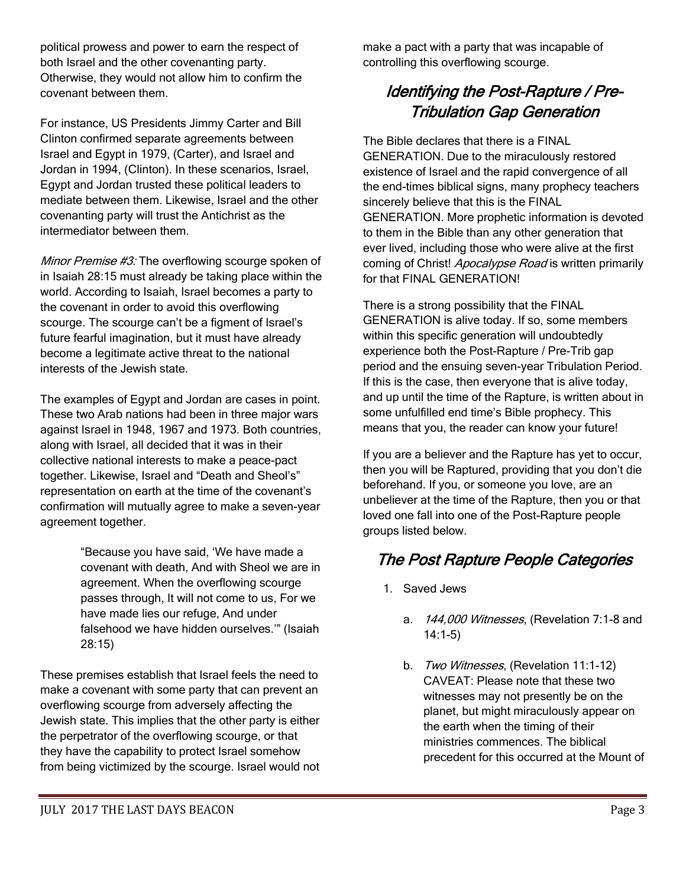political prowess and power to earn the respect of both Israel and the other covenanting party. Otherwise, they would not allow him to confirm the covenant between them.

For instance, US Presidents Jimmy Carter and Bill Clinton confirmed separate agreements between Israel and Egypt in 1979, (Carter), and Israel and Jordan in 1994, (Clinton). In these scenarios, Israel, Egypt and Jordan trusted these political leaders to mediate between them. Likewise, Israel and the other covenanting party will trust the Antichrist as the intermediator between them.

*Minor Premise #3:* The overflowing scourge spoken of in Isaiah 28:15 must already be taking place within the world. According to Isaiah, Israel becomes a party to the covenant in order to avoid this overflowing scourge. The scourge can't be a figment of Israel's future fearful imagination, but it must have already become a legitimate active threat to the national interests of the Jewish state.

The examples of Egypt and Jordan are cases in point. These two Arab nations had been in three major wars against Israel in 1948, 1967 and 1973. Both countries, along with Israel, all decided that it was in their collective national interests to make a peace-pact together. Likewise, Israel and "Death and Sheol's" representation on earth at the time of the covenant's confirmation will mutually agree to make a seven-year agreement together.

> "Because you have said, 'We have made a covenant with death, And with Sheol we are in agreement. When the overflowing scourge passes through, It will not come to us, For we have made lies our refuge, And under falsehood we have hidden ourselves.'" (Isaiah 28:15)

These premises establish that Israel feels the need to make a covenant with some party that can prevent an overflowing scourge from adversely affecting the Jewish state. This implies that the other party is either the perpetrator of the overflowing scourge, or that they have the capability to protect Israel somehow from being victimized by the scourge. Israel would not make a pact with a party that was incapable of controlling this overflowing scourge.

## *Identifying the Post-Rapture / Pre-Tribulation Gap Generation*

The Bible declares that there is a FINAL GENERATION. Due to the miraculously restored existence of Israel and the rapid convergence of all the end-times biblical signs, many prophecy teachers sincerely believe that this is the FINAL GENERATION. More prophetic information is devoted to them in the Bible than any other generation that ever lived, including those who were alive at the first coming of Christ! *Apocalypse Road* is written primarily for that FINAL GENERATION!

There is a strong possibility that the FINAL GENERATION is alive today. If so, some members within this specific generation will undoubtedly experience both the Post-Rapture / Pre-Trib gap period and the ensuing seven-year Tribulation Period. If this is the case, then everyone that is alive today, and up until the time of the Rapture, is written about in some unfulfilled end time's Bible prophecy. This means that you, the reader can know your future!

If you are a believer and the Rapture has yet to occur, then you will be Raptured, providing that you don't die beforehand. If you, or someone you love, are an unbeliever at the time of the Rapture, then you or that loved one fall into one of the Post-Rapture people groups listed below.

## *The Post Rapture People Categories*

1. Saved Jews
    a. *144,000 Witnesses*, (Revelation 7:1-8 and 14:1-5)
    b. *Two Witnesses*, (Revelation 11:1-12) CAVEAT: Please note that these two witnesses may not presently be on the planet, but might miraculously appear on the earth when the timing of their ministries commences. The biblical precedent for this occurred at the Mount of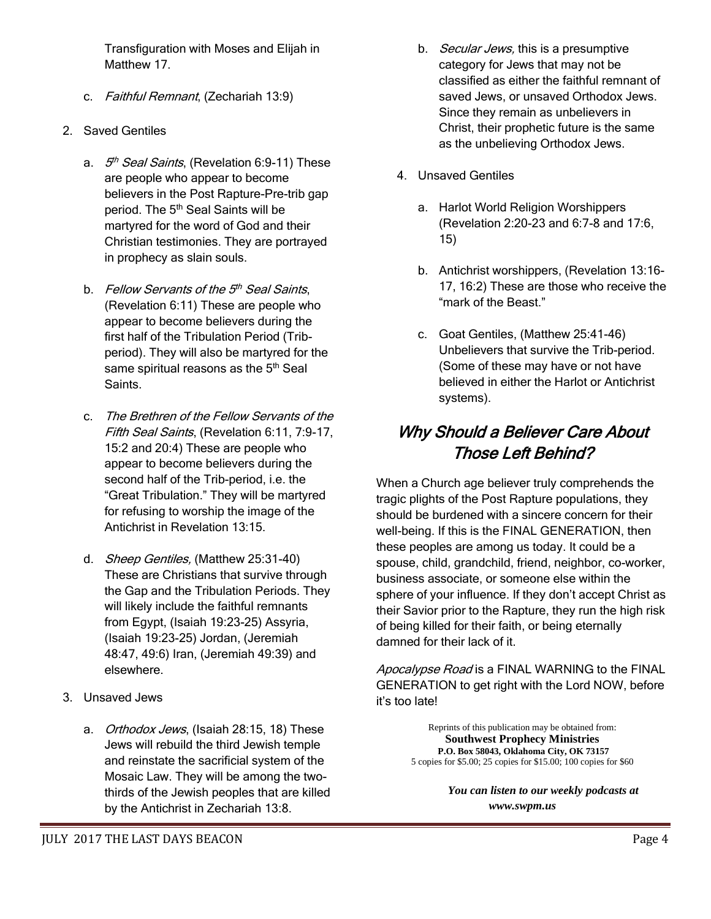Transfiguration with Moses and Elijah in Matthew 17.

   c. *Faithful Remnant*, (Zechariah 13:9)

2. Saved Gentiles

   a. *5th Seal Saints*, (Revelation 6:9-11) These are people who appear to become believers in the Post Rapture-Pre-trib gap period. The 5th Seal Saints will be martyred for the word of God and their Christian testimonies. They are portrayed in prophecy as slain souls.

   b. *Fellow Servants of the 5th Seal Saints*, (Revelation 6:11) These are people who appear to become believers during the first half of the Tribulation Period (Trib-period). They will also be martyred for the same spiritual reasons as the 5th Seal Saints.

   c. *The Brethren of the Fellow Servants of the Fifth Seal Saints*, (Revelation 6:11, 7:9-17, 15:2 and 20:4) These are people who appear to become believers during the second half of the Trib-period, i.e. the "Great Tribulation." They will be martyred for refusing to worship the image of the Antichrist in Revelation 13:15.

   d. *Sheep Gentiles,* (Matthew 25:31-40) These are Christians that survive through the Gap and the Tribulation Periods. They will likely include the faithful remnants from Egypt, (Isaiah 19:23-25) Assyria, (Isaiah 19:23-25) Jordan, (Jeremiah 48:47, 49:6) Iran, (Jeremiah 49:39) and elsewhere.

3. Unsaved Jews

   a. *Orthodox Jews*, (Isaiah 28:15, 18) These Jews will rebuild the third Jewish temple and reinstate the sacrificial system of the Mosaic Law. They will be among the two-thirds of the Jewish peoples that are killed by the Antichrist in Zechariah 13:8.

   b. *Secular Jews,* this is a presumptive category for Jews that may not be classified as either the faithful remnant of saved Jews, or unsaved Orthodox Jews. Since they remain as unbelievers in Christ, their prophetic future is the same as the unbelieving Orthodox Jews.

4. Unsaved Gentiles

   a. Harlot World Religion Worshippers (Revelation 2:20-23 and 6:7-8 and 17:6, 15)

   b. Antichrist worshippers, (Revelation 13:16-17, 16:2) These are those who receive the "mark of the Beast."

   c. Goat Gentiles, (Matthew 25:41-46) Unbelievers that survive the Trib-period. (Some of these may have or not have believed in either the Harlot or Antichrist systems).

## *Why Should a Believer Care About Those Left Behind?*

When a Church age believer truly comprehends the tragic plights of the Post Rapture populations, they should be burdened with a sincere concern for their well-being. If this is the FINAL GENERATION, then these peoples are among us today. It could be a spouse, child, grandchild, friend, neighbor, co-worker, business associate, or someone else within the sphere of your influence. If they don't accept Christ as their Savior prior to the Rapture, they run the high risk of being killed for their faith, or being eternally damned for their lack of it.

*Apocalypse Road* is a FINAL WARNING to the FINAL GENERATION to get right with the Lord NOW, before it's too late!

Reprints of this publication may be obtained from:
**Southwest Prophecy Ministries**
**P.O. Box 58043, Oklahoma City, OK 73157**
5 copies for $5.00; 25 copies for $15.00; 100 copies for $60

***You can listen to our weekly podcasts at www.swpm.us***